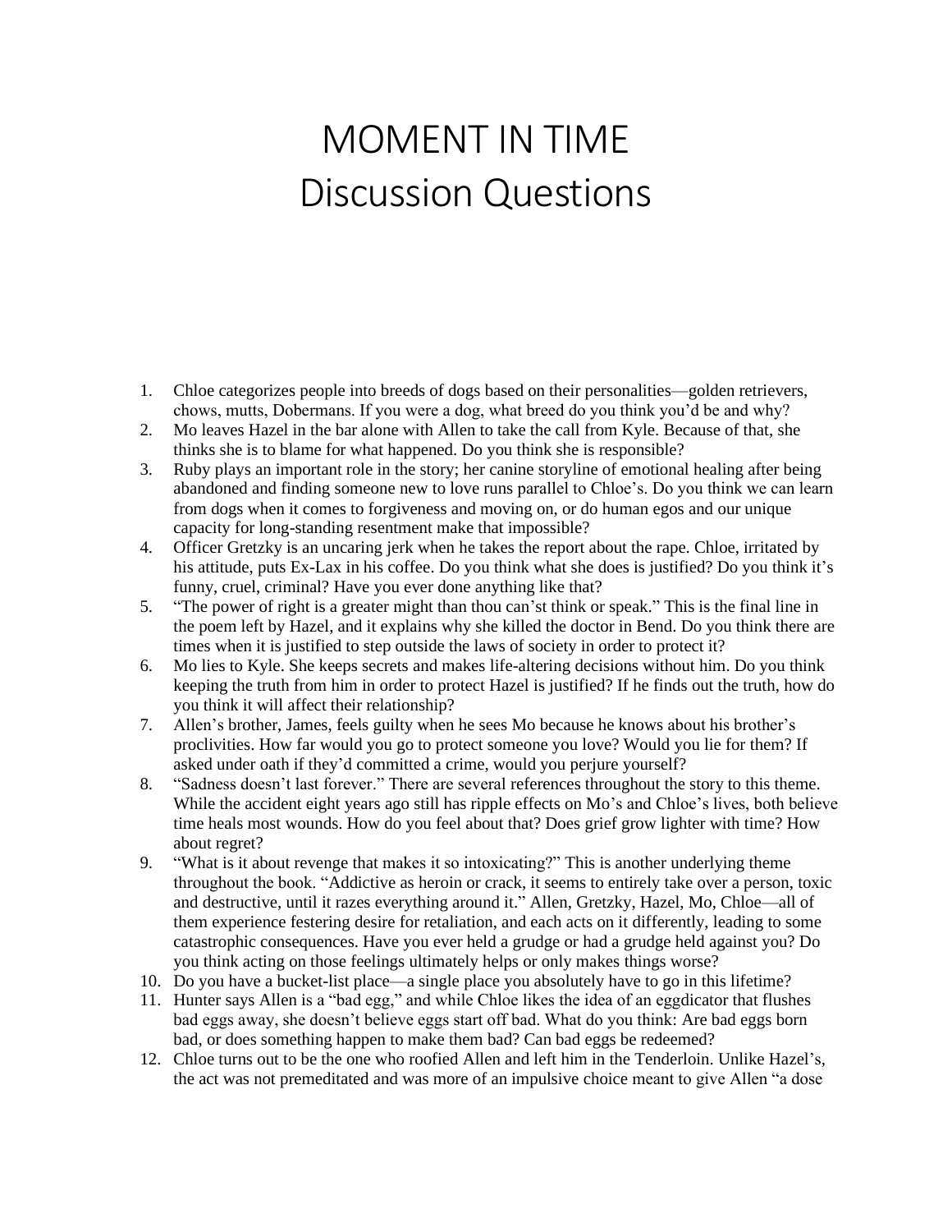# MOMENT IN TIME
# Discussion Questions

1. Chloe categorizes people into breeds of dogs based on their personalities—golden retrievers, chows, mutts, Dobermans. If you were a dog, what breed do you think you'd be and why?
2. Mo leaves Hazel in the bar alone with Allen to take the call from Kyle. Because of that, she thinks she is to blame for what happened. Do you think she is responsible?
3. Ruby plays an important role in the story; her canine storyline of emotional healing after being abandoned and finding someone new to love runs parallel to Chloe's. Do you think we can learn from dogs when it comes to forgiveness and moving on, or do human egos and our unique capacity for long-standing resentment make that impossible?
4. Officer Gretzky is an uncaring jerk when he takes the report about the rape. Chloe, irritated by his attitude, puts Ex-Lax in his coffee. Do you think what she does is justified? Do you think it's funny, cruel, criminal? Have you ever done anything like that?
5. "The power of right is a greater might than thou can'st think or speak." This is the final line in the poem left by Hazel, and it explains why she killed the doctor in Bend. Do you think there are times when it is justified to step outside the laws of society in order to protect it?
6. Mo lies to Kyle. She keeps secrets and makes life-altering decisions without him. Do you think keeping the truth from him in order to protect Hazel is justified? If he finds out the truth, how do you think it will affect their relationship?
7. Allen's brother, James, feels guilty when he sees Mo because he knows about his brother's proclivities. How far would you go to protect someone you love? Would you lie for them? If asked under oath if they'd committed a crime, would you perjure yourself?
8. "Sadness doesn't last forever." There are several references throughout the story to this theme. While the accident eight years ago still has ripple effects on Mo's and Chloe's lives, both believe time heals most wounds. How do you feel about that? Does grief grow lighter with time? How about regret?
9. "What is it about revenge that makes it so intoxicating?" This is another underlying theme throughout the book. "Addictive as heroin or crack, it seems to entirely take over a person, toxic and destructive, until it razes everything around it." Allen, Gretzky, Hazel, Mo, Chloe—all of them experience festering desire for retaliation, and each acts on it differently, leading to some catastrophic consequences. Have you ever held a grudge or had a grudge held against you? Do you think acting on those feelings ultimately helps or only makes things worse?
10. Do you have a bucket-list place—a single place you absolutely have to go in this lifetime?
11. Hunter says Allen is a "bad egg," and while Chloe likes the idea of an eggdicator that flushes bad eggs away, she doesn't believe eggs start off bad. What do you think: Are bad eggs born bad, or does something happen to make them bad? Can bad eggs be redeemed?
12. Chloe turns out to be the one who roofied Allen and left him in the Tenderloin. Unlike Hazel's, the act was not premeditated and was more of an impulsive choice meant to give Allen "a dose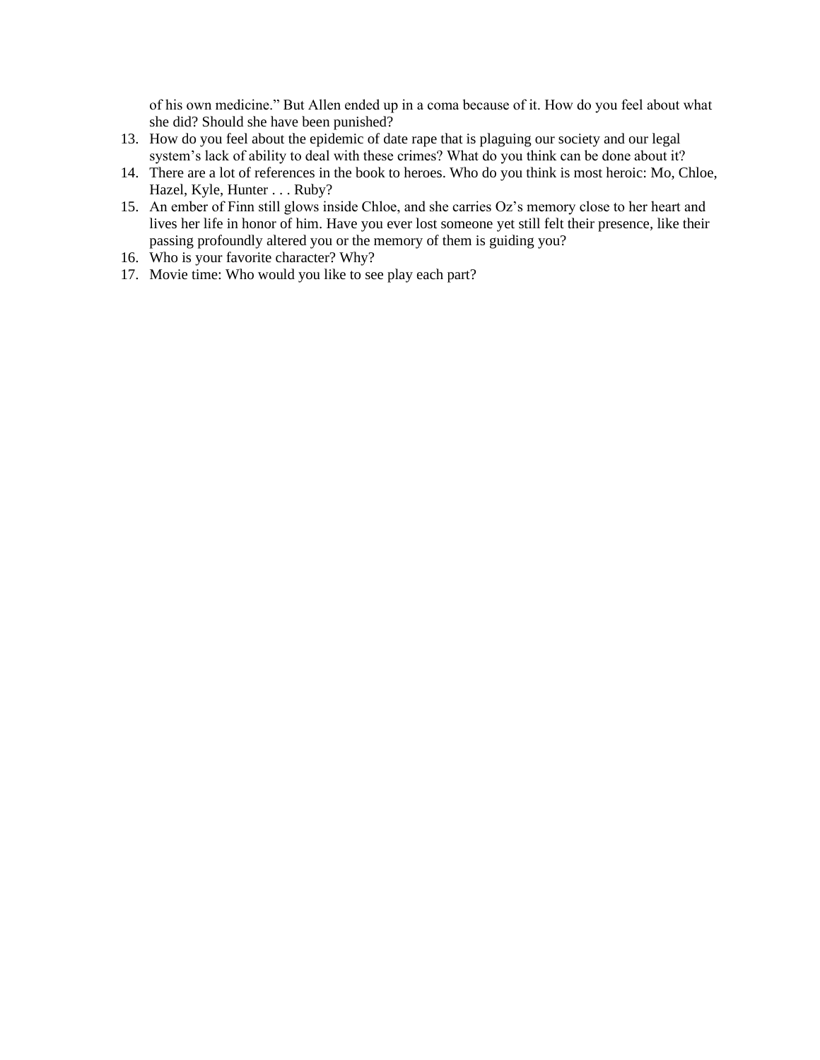of his own medicine." But Allen ended up in a coma because of it. How do you feel about what she did? Should she have been punished?

13. How do you feel about the epidemic of date rape that is plaguing our society and our legal system's lack of ability to deal with these crimes? What do you think can be done about it?
14. There are a lot of references in the book to heroes. Who do you think is most heroic: Mo, Chloe, Hazel, Kyle, Hunter . . . Ruby?
15. An ember of Finn still glows inside Chloe, and she carries Oz's memory close to her heart and lives her life in honor of him. Have you ever lost someone yet still felt their presence, like their passing profoundly altered you or the memory of them is guiding you?
16. Who is your favorite character? Why?
17. Movie time: Who would you like to see play each part?